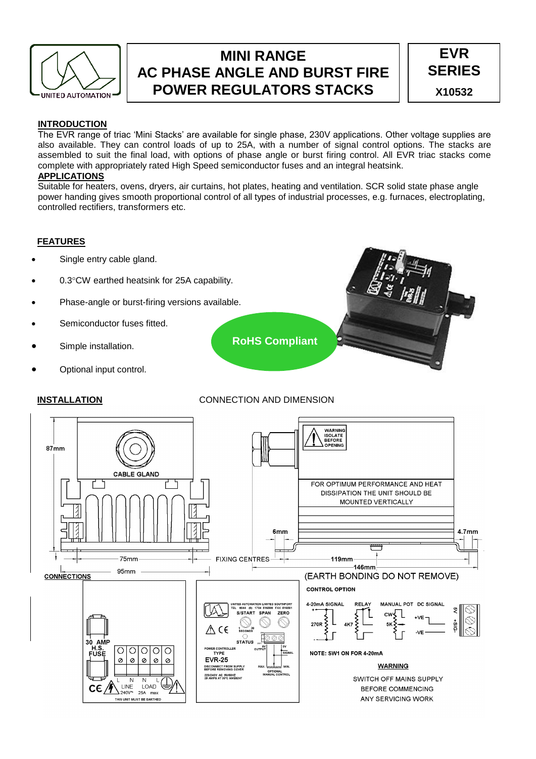# MINI RANGE AC PHASE ANGLE AND BURST FIRE POWER REGULATORS STACKS

**EVR SERIES**

**X10532**

## INTRODUCTION

The EVR range of triac 'Mini Stacks' are available for single phase, 230V applications. Other voltage supplies are also available. They can control loads of up to 25A, with a number of signal control options. The stacks are assembled to suit the final load, with options of phase angle or burst firing control. All EVR triac stacks come complete with appropriately rated High Speed semiconductor fuses and an integral heatsink.

## APPLICATIONS

Suitable for heaters, ovens, dryers, air curtains, hot plates, heating and ventilation. SCR solid state phase angle power handing gives smooth proportional control of all types of industrial processes, e.g. furnaces, electroplating, controlled rectifiers, transformers etc.

## FEATURES

- Single entry cable gland.
- 0.3°CW earthed heatsink for 25A capability.
- Phase-angle or burst-firing versions available.
- Semiconductor fuses fitted.
- Simple installation.
- Optional input control.

**RoHS Compliant**

## INSTALLATION

CONNECTION AND DIMENSION

87mm

CABLE GLAND

75mm

95mm

FIXING CENTRES

6mm

119mm

146mm

4.7mm

WARNING ISOLATE BEFORE OPENING

FOR OPTIMUM PERFORMANCE AND HEAT DISSIPATION THE UNIT SHOULD BE MOUNTED VERTICALLY

(EARTH BONDING DO NOT REMOVE)

**CONNECTIONS**

30 AMP H.S. FUSE

L N N L

LINE LOAD

240V~ 25A max

THIS UNIT MUST BE EARTHED

UNITED AUTOMATION LIMITED SOUTHPORT TEL 0044 (0) 1704 516500 FAX 516501

S/START SPAN ZERO

1 SECONDS 30

STATUS

POWER CONTROLLER TYPE

EVR-25

DISCONNECT FROM SUPPLY BEFORE REMOVING COVER

220/240V AC 50/60HZ 25 AMPS AT 30°C AMBIENT

5V OUTPUT

0V SIGNAL

MAX. MIN.

OPTIONAL MANUAL CONTROL

**CONTROL OPTION**

4-20mA SIGNAL — 270R

RELAY — 4K7

MANUAL POT — CW 5K

DC SIGNAL — +VE -VE

5V +SIG -

**NOTE: SW1 ON FOR 4-20mA**

**WARNING**

SWITCH OFF MAINS SUPPLY BEFORE COMMENCING ANY SERVICING WORK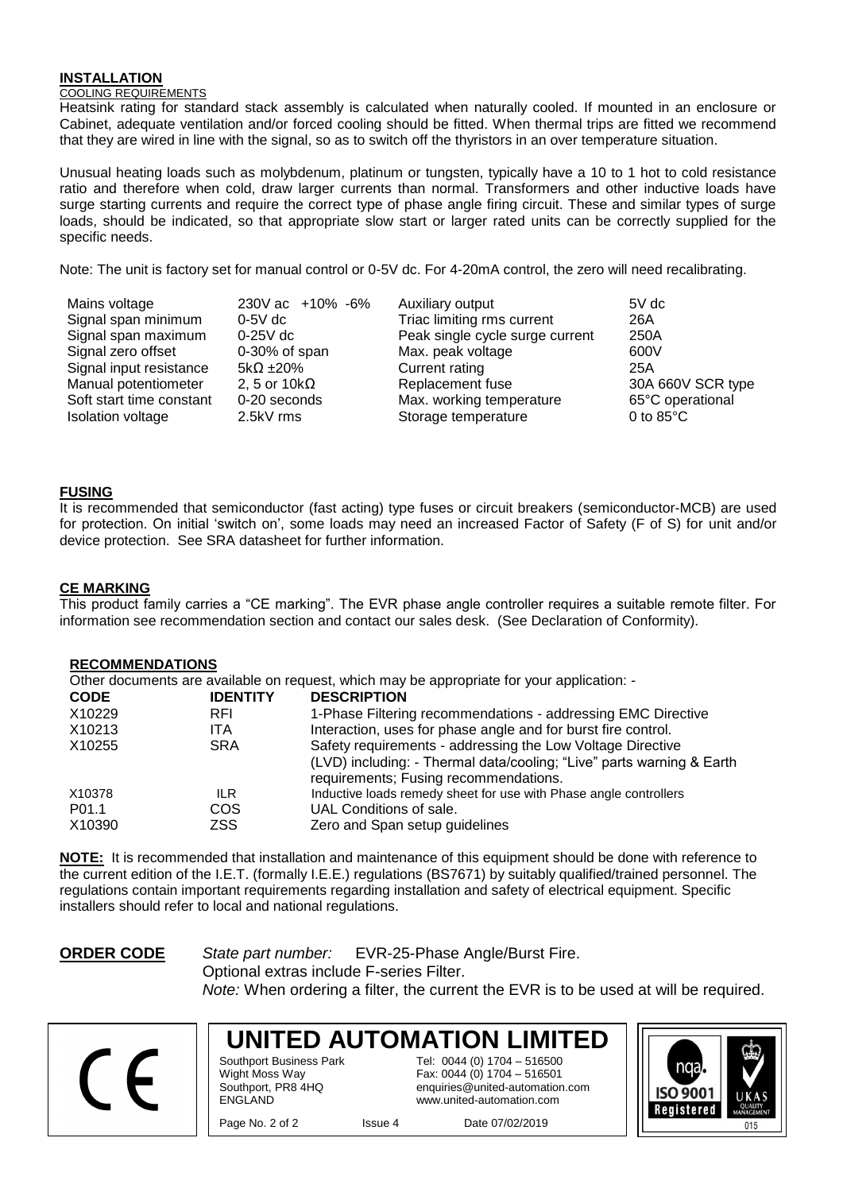## INSTALLATION

### COOLING REQUIREMENTS

Heatsink rating for standard stack assembly is calculated when naturally cooled. If mounted in an enclosure or Cabinet, adequate ventilation and/or forced cooling should be fitted. When thermal trips are fitted we recommend that they are wired in line with the signal, so as to switch off the thyristors in an over temperature situation.

Unusual heating loads such as molybdenum, platinum or tungsten, typically have a 10 to 1 hot to cold resistance ratio and therefore when cold, draw larger currents than normal. Transformers and other inductive loads have surge starting currents and require the correct type of phase angle firing circuit. These and similar types of surge loads, should be indicated, so that appropriate slow start or larger rated units can be correctly supplied for the specific needs.

Note: The unit is factory set for manual control or 0-5V dc. For 4-20mA control, the zero will need recalibrating.

| | | | |
|---|---|---|---|
| Mains voltage | 230V ac +10% -6% | Auxiliary output | 5V dc |
| Signal span minimum | 0-5V dc | Triac limiting rms current | 26A |
| Signal span maximum | 0-25V dc | Peak single cycle surge current | 250A |
| Signal zero offset | 0-30% of span | Max. peak voltage | 600V |
| Signal input resistance | 5kΩ ±20% | Current rating | 25A |
| Manual potentiometer | 2, 5 or 10kΩ | Replacement fuse | 30A 660V SCR type |
| Soft start time constant | 0-20 seconds | Max. working temperature | 65°C operational |
| Isolation voltage | 2.5kV rms | Storage temperature | 0 to 85°C |

## FUSING

It is recommended that semiconductor (fast acting) type fuses or circuit breakers (semiconductor-MCB) are used for protection. On initial 'switch on', some loads may need an increased Factor of Safety (F of S) for unit and/or device protection. See SRA datasheet for further information.

## CE MARKING

This product family carries a "CE marking". The EVR phase angle controller requires a suitable remote filter. For information see recommendation section and contact our sales desk. (See Declaration of Conformity).

## RECOMMENDATIONS

Other documents are available on request, which may be appropriate for your application: -

| CODE | IDENTITY | DESCRIPTION |
|---|---|---|
| X10229 | RFI | 1-Phase Filtering recommendations - addressing EMC Directive |
| X10213 | ITA | Interaction, uses for phase angle and for burst fire control. |
| X10255 | SRA | Safety requirements - addressing the Low Voltage Directive (LVD) including: - Thermal data/cooling; "Live" parts warning & Earth requirements; Fusing recommendations. |
| X10378 | ILR | Inductive loads remedy sheet for use with Phase angle controllers |
| P01.1 | COS | UAL Conditions of sale. |
| X10390 | ZSS | Zero and Span setup guidelines |

**NOTE:** It is recommended that installation and maintenance of this equipment should be done with reference to the current edition of the I.E.T. (formally I.E.E.) regulations (BS7671) by suitably qualified/trained personnel. The regulations contain important requirements regarding installation and safety of electrical equipment. Specific installers should refer to local and national regulations.

**ORDER CODE** *State part number:* EVR-25-Phase Angle/Burst Fire.
Optional extras include F-series Filter.
*Note:* When ordering a filter, the current the EVR is to be used at will be required.

CE

**UNITED AUTOMATION LIMITED**

Southport Business Park
Wight Moss Way
Southport, PR8 4HQ
ENGLAND

Tel: 0044 (0) 1704 – 516500
Fax: 0044 (0) 1704 – 516501
enquiries@united-automation.com
www.united-automation.com

Issue 4 Date 07/02/2019

nqa. ISO 9001 Registered — UKAS QUALITY MANAGEMENT 015